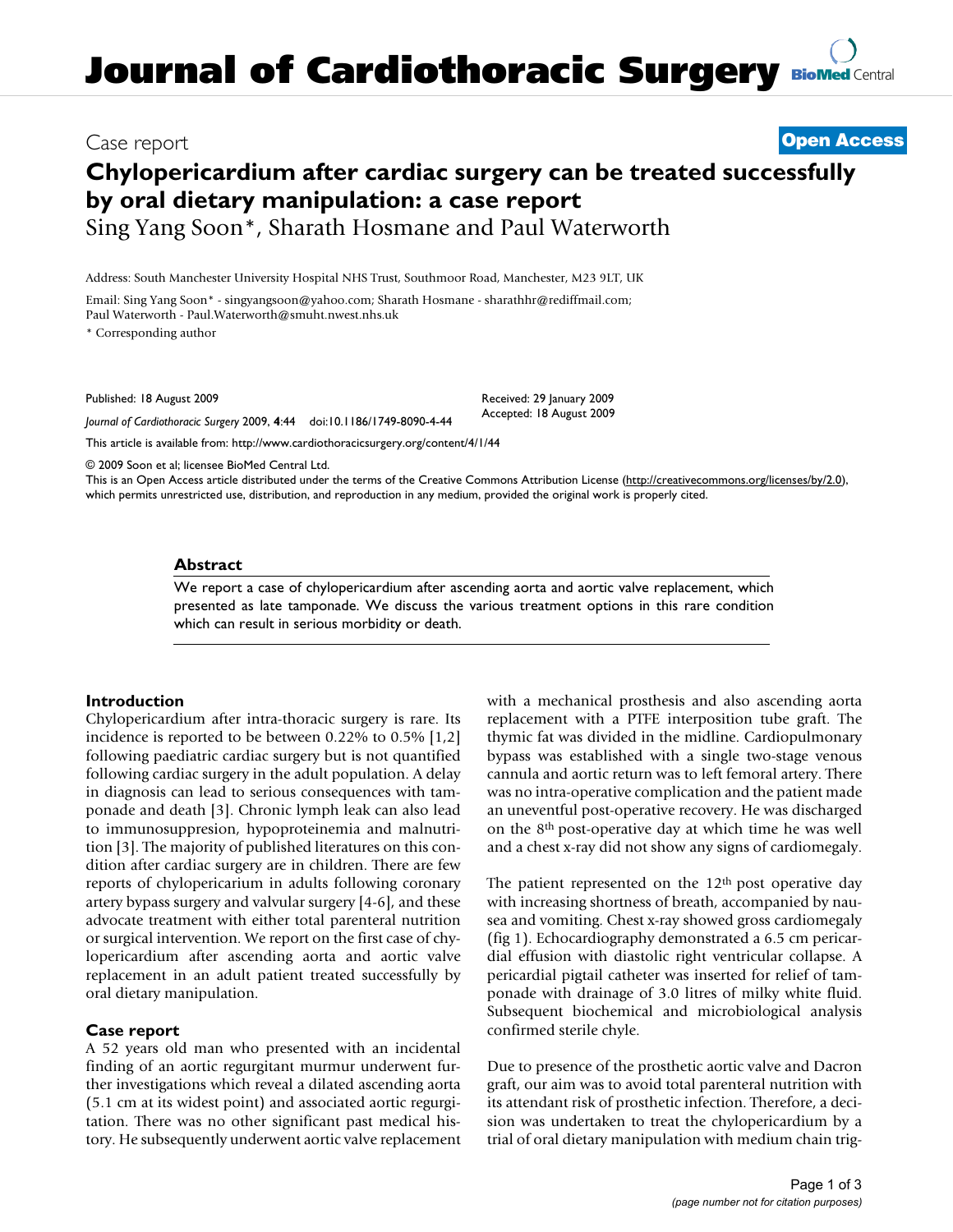# Chylopericardium after cardiac surgery can be treated successfully by oral dietary manipulation: a case report

Case report — **Open Access**

Sing Yang Soon*, Sharath Hosmane and Paul Waterworth

Address: South Manchester University Hospital NHS Trust, Southmoor Road, Manchester, M23 9LT, UK

Email: Sing Yang Soon* - singyangsoon@yahoo.com; Sharath Hosmane - sharathhr@rediffmail.com; Paul Waterworth - Paul.Waterworth@smuht.nwest.nhs.uk

* Corresponding author

Published: 18 August 2009

*Journal of Cardiothoracic Surgery* 2009, **4**:44 doi:10.1186/1749-8090-4-44

Received: 29 January 2009
Accepted: 18 August 2009

This article is available from: http://www.cardiothoracicsurgery.org/content/4/1/44

© 2009 Soon et al; licensee BioMed Central Ltd.
This is an Open Access article distributed under the terms of the Creative Commons Attribution License (http://creativecommons.org/licenses/by/2.0), which permits unrestricted use, distribution, and reproduction in any medium, provided the original work is properly cited.

## Abstract

We report a case of chylopericardium after ascending aorta and aortic valve replacement, which presented as late tamponade. We discuss the various treatment options in this rare condition which can result in serious morbidity or death.

## Introduction

Chylopericardium after intra-thoracic surgery is rare. Its incidence is reported to be between 0.22% to 0.5% [1,2] following paediatric cardiac surgery but is not quantified following cardiac surgery in the adult population. A delay in diagnosis can lead to serious consequences with tamponade and death [3]. Chronic lymph leak can also lead to immunosuppresion, hypoproteinemia and malnutrition [3]. The majority of published literatures on this condition after cardiac surgery are in children. There are few reports of chylopericarium in adults following coronary artery bypass surgery and valvular surgery [4-6], and these advocate treatment with either total parenteral nutrition or surgical intervention. We report on the first case of chylopericardium after ascending aorta and aortic valve replacement in an adult patient treated successfully by oral dietary manipulation.

## Case report

A 52 years old man who presented with an incidental finding of an aortic regurgitant murmur underwent further investigations which reveal a dilated ascending aorta (5.1 cm at its widest point) and associated aortic regurgitation. There was no other significant past medical history. He subsequently underwent aortic valve replacement with a mechanical prosthesis and also ascending aorta replacement with a PTFE interposition tube graft. The thymic fat was divided in the midline. Cardiopulmonary bypass was established with a single two-stage venous cannula and aortic return was to left femoral artery. There was no intra-operative complication and the patient made an uneventful post-operative recovery. He was discharged on the 8[th] post-operative day at which time he was well and a chest x-ray did not show any signs of cardiomegaly.

The patient represented on the 12[th] post operative day with increasing shortness of breath, accompanied by nausea and vomiting. Chest x-ray showed gross cardiomegaly (fig 1). Echocardiography demonstrated a 6.5 cm pericardial effusion with diastolic right ventricular collapse. A pericardial pigtail catheter was inserted for relief of tamponade with drainage of 3.0 litres of milky white fluid. Subsequent biochemical and microbiological analysis confirmed sterile chyle.

Due to presence of the prosthetic aortic valve and Dacron graft, our aim was to avoid total parenteral nutrition with its attendant risk of prosthetic infection. Therefore, a decision was undertaken to treat the chylopericardium by a trial of oral dietary manipulation with medium chain trig-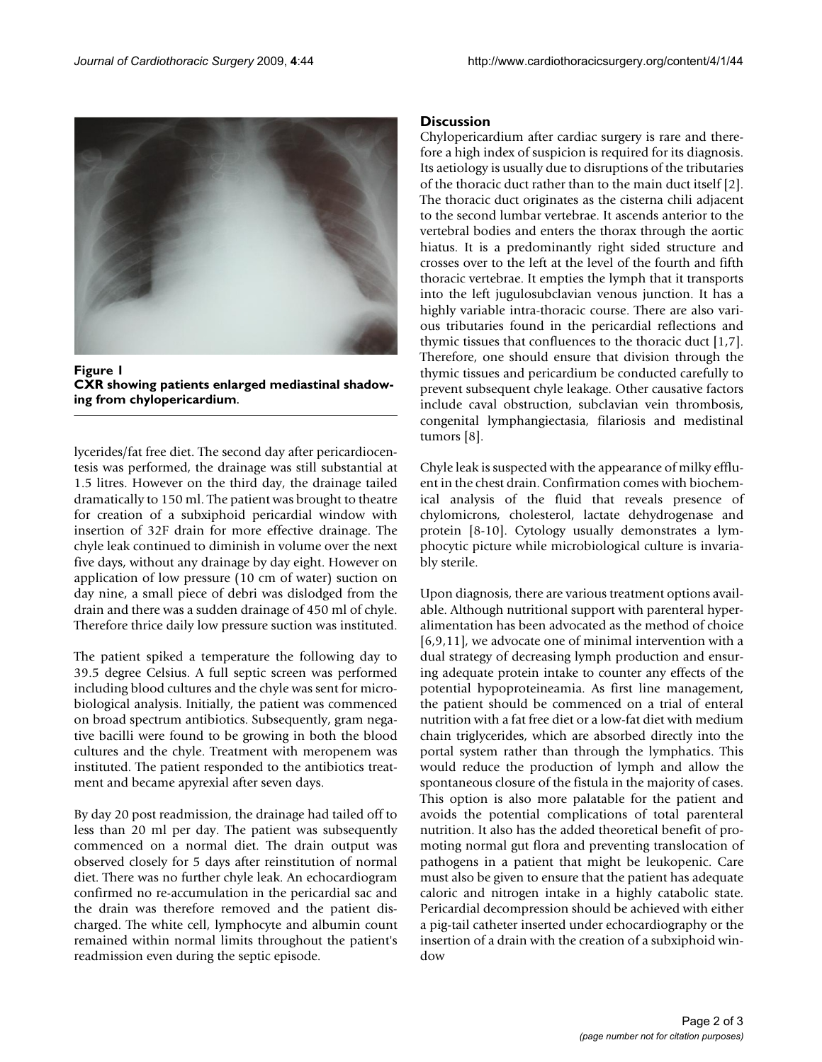**Figure 1**
**CXR showing patients enlarged mediastinal shadowing from chylopericardium.**

lycerides/fat free diet. The second day after pericardiocentesis was performed, the drainage was still substantial at 1.5 litres. However on the third day, the drainage tailed dramatically to 150 ml. The patient was brought to theatre for creation of a subxiphoid pericardial window with insertion of 32F drain for more effective drainage. The chyle leak continued to diminish in volume over the next five days, without any drainage by day eight. However on application of low pressure (10 cm of water) suction on day nine, a small piece of debri was dislodged from the drain and there was a sudden drainage of 450 ml of chyle. Therefore thrice daily low pressure suction was instituted.

The patient spiked a temperature the following day to 39.5 degree Celsius. A full septic screen was performed including blood cultures and the chyle was sent for microbiological analysis. Initially, the patient was commenced on broad spectrum antibiotics. Subsequently, gram negative bacilli were found to be growing in both the blood cultures and the chyle. Treatment with meropenem was instituted. The patient responded to the antibiotics treatment and became apyrexial after seven days.

By day 20 post readmission, the drainage had tailed off to less than 20 ml per day. The patient was subsequently commenced on a normal diet. The drain output was observed closely for 5 days after reinstitution of normal diet. There was no further chyle leak. An echocardiogram confirmed no re-accumulation in the pericardial sac and the drain was therefore removed and the patient discharged. The white cell, lymphocyte and albumin count remained within normal limits throughout the patient's readmission even during the septic episode.

## Discussion

Chylopericardium after cardiac surgery is rare and therefore a high index of suspicion is required for its diagnosis. Its aetiology is usually due to disruptions of the tributaries of the thoracic duct rather than to the main duct itself [2]. The thoracic duct originates as the cisterna chili adjacent to the second lumbar vertebrae. It ascends anterior to the vertebral bodies and enters the thorax through the aortic hiatus. It is a predominantly right sided structure and crosses over to the left at the level of the fourth and fifth thoracic vertebrae. It empties the lymph that it transports into the left jugulosubclavian venous junction. It has a highly variable intra-thoracic course. There are also various tributaries found in the pericardial reflections and thymic tissues that confluences to the thoracic duct [1,7]. Therefore, one should ensure that division through the thymic tissues and pericardium be conducted carefully to prevent subsequent chyle leakage. Other causative factors include caval obstruction, subclavian vein thrombosis, congenital lymphangiectasia, filariosis and medistinal tumors [8].

Chyle leak is suspected with the appearance of milky effluent in the chest drain. Confirmation comes with biochemical analysis of the fluid that reveals presence of chylomicrons, cholesterol, lactate dehydrogenase and protein [8-10]. Cytology usually demonstrates a lymphocytic picture while microbiological culture is invariably sterile.

Upon diagnosis, there are various treatment options available. Although nutritional support with parenteral hyperalimentation has been advocated as the method of choice [6,9,11], we advocate one of minimal intervention with a dual strategy of decreasing lymph production and ensuring adequate protein intake to counter any effects of the potential hypoproteineamia. As first line management, the patient should be commenced on a trial of enteral nutrition with a fat free diet or a low-fat diet with medium chain triglycerides, which are absorbed directly into the portal system rather than through the lymphatics. This would reduce the production of lymph and allow the spontaneous closure of the fistula in the majority of cases. This option is also more palatable for the patient and avoids the potential complications of total parenteral nutrition. It also has the added theoretical benefit of promoting normal gut flora and preventing translocation of pathogens in a patient that might be leukopenic. Care must also be given to ensure that the patient has adequate caloric and nitrogen intake in a highly catabolic state. Pericardial decompression should be achieved with either a pig-tail catheter inserted under echocardiography or the insertion of a drain with the creation of a subxiphoid window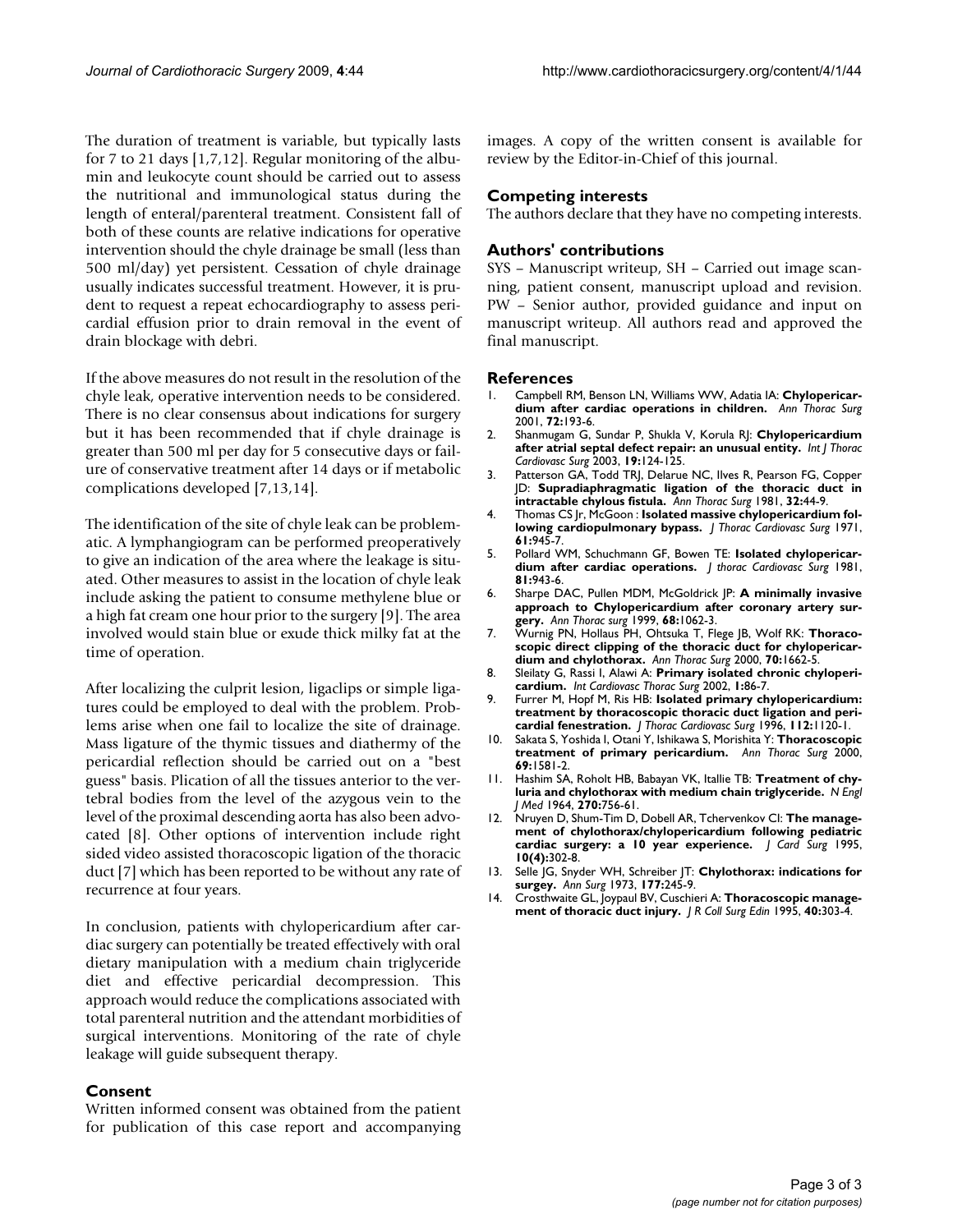The duration of treatment is variable, but typically lasts for 7 to 21 days [1,7,12]. Regular monitoring of the albumin and leukocyte count should be carried out to assess the nutritional and immunological status during the length of enteral/parenteral treatment. Consistent fall of both of these counts are relative indications for operative intervention should the chyle drainage be small (less than 500 ml/day) yet persistent. Cessation of chyle drainage usually indicates successful treatment. However, it is prudent to request a repeat echocardiography to assess pericardial effusion prior to drain removal in the event of drain blockage with debri.

If the above measures do not result in the resolution of the chyle leak, operative intervention needs to be considered. There is no clear consensus about indications for surgery but it has been recommended that if chyle drainage is greater than 500 ml per day for 5 consecutive days or failure of conservative treatment after 14 days or if metabolic complications developed [7,13,14].

The identification of the site of chyle leak can be problematic. A lymphangiogram can be performed preoperatively to give an indication of the area where the leakage is situated. Other measures to assist in the location of chyle leak include asking the patient to consume methylene blue or a high fat cream one hour prior to the surgery [9]. The area involved would stain blue or exude thick milky fat at the time of operation.

After localizing the culprit lesion, ligaclips or simple ligatures could be employed to deal with the problem. Problems arise when one fail to localize the site of drainage. Mass ligature of the thymic tissues and diathermy of the pericardial reflection should be carried out on a "best guess" basis. Plication of all the tissues anterior to the vertebral bodies from the level of the azygous vein to the level of the proximal descending aorta has also been advocated [8]. Other options of intervention include right sided video assisted thoracoscopic ligation of the thoracic duct [7] which has been reported to be without any rate of recurrence at four years.

In conclusion, patients with chylopericardium after cardiac surgery can potentially be treated effectively with oral dietary manipulation with a medium chain triglyceride diet and effective pericardial decompression. This approach would reduce the complications associated with total parenteral nutrition and the attendant morbidities of surgical interventions. Monitoring of the rate of chyle leakage will guide subsequent therapy.

## Consent

Written informed consent was obtained from the patient for publication of this case report and accompanying images. A copy of the written consent is available for review by the Editor-in-Chief of this journal.

## Competing interests

The authors declare that they have no competing interests.

## Authors' contributions

SYS – Manuscript writeup, SH – Carried out image scanning, patient consent, manuscript upload and revision. PW – Senior author, provided guidance and input on manuscript writeup. All authors read and approved the final manuscript.

## References

1. Campbell RM, Benson LN, Williams WW, Adatia IA: **Chylopericardium after cardiac operations in children.** *Ann Thorac Surg* 2001, **72:**193-6.
2. Shanmugam G, Sundar P, Shukla V, Korula RJ: **Chylopericardium after atrial septal defect repair: an unusual entity.** *Int J Thorac Cardiovasc Surg* 2003, **19:**124-125.
3. Patterson GA, Todd TRJ, Delarue NC, Ilves R, Pearson FG, Copper JD: **Supradiaphragmatic ligation of the thoracic duct in intractable chylous fistula.** *Ann Thorac Surg* 1981, **32:**44-9.
4. Thomas CS Jr, McGoon : **Isolated massive chylopericardium following cardiopulmonary bypass.** *J Thorac Cardiovasc Surg* 1971, **61:**945-7.
5. Pollard WM, Schuchmann GF, Bowen TE: **Isolated chylopericardium after cardiac operations.** *J thorac Cardiovasc Surg* 1981, **81:**943-6.
6. Sharpe DAC, Pullen MDM, McGoldrick JP: **A minimally invasive approach to Chylopericardium after coronary artery surgery.** *Ann Thorac surg* 1999, **68:**1062-3.
7. Wurnig PN, Hollaus PH, Ohtsuka T, Flege JB, Wolf RK: **Thoracoscopic direct clipping of the thoracic duct for chylopericardium and chylothorax.** *Ann Thorac Surg* 2000, **70:**1662-5.
8. Sleilaty G, Rassi I, Alawi A: **Primary isolated chronic chylopericardium.** *Int Cardiovasc Thorac Surg* 2002, **1:**86-7.
9. Furrer M, Hopf M, Ris HB: **Isolated primary chylopericardium: treatment by thoracoscopic thoracic duct ligation and pericardial fenestration.** *J Thorac Cardiovasc Surg* 1996, **112:**1120-1.
10. Sakata S, Yoshida I, Otani Y, Ishikawa S, Morishita Y: **Thoracoscopic treatment of primary pericardium.** *Ann Thorac Surg* 2000, **69:**1581-2.
11. Hashim SA, Roholt HB, Babayan VK, Itallie TB: **Treatment of chyluria and chylothorax with medium chain triglyceride.** *N Engl J Med* 1964, **270:**756-61.
12. Nruyen D, Shum-Tim D, Dobell AR, Tchervenkov CI: **The management of chylothorax/chylopericardium following pediatric cardiac surgery: a 10 year experience.** *J Card Surg* 1995, **10(4):**302-8.
13. Selle JG, Snyder WH, Schreiber JT: **Chylothorax: indications for surgey.** *Ann Surg* 1973, **177:**245-9.
14. Crosthwaite GL, Joypaul BV, Cuschieri A: **Thoracoscopic management of thoracic duct injury.** *J R Coll Surg Edin* 1995, **40:**303-4.